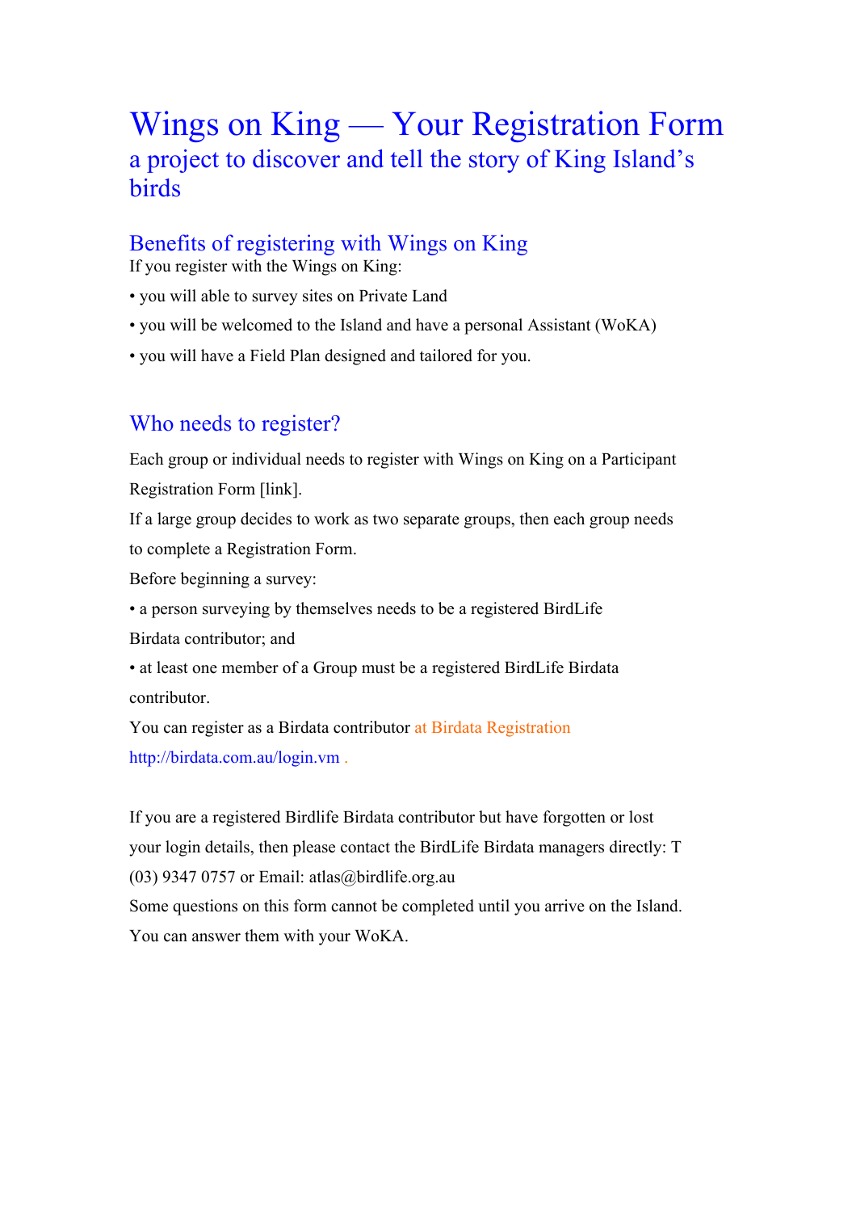# Wings on King — Your Registration Form

## a project to discover and tell the story of King Island's birds

### Benefits of registering with Wings on King

If you register with the Wings on King:

- you will able to survey sites on Private Land
- you will be welcomed to the Island and have a personal Assistant (WoKA)
- you will have a Field Plan designed and tailored for you.

### Who needs to register?

Each group or individual needs to register with Wings on King on a Participant Registration Form [link].

If a large group decides to work as two separate groups, then each group needs to complete a Registration Form.

Before beginning a survey:

- a person surveying by themselves needs to be a registered BirdLife Birdata contributor; and
- at least one member of a Group must be a registered BirdLife Birdata contributor.

You can register as a Birdata contributor at Birdata Registration http://birdata.com.au/login.vm .

If you are a registered Birdlife Birdata contributor but have forgotten or lost your login details, then please contact the BirdLife Birdata managers directly: T (03) 9347 0757 or Email: atlas@birdlife.org.au

Some questions on this form cannot be completed until you arrive on the Island. You can answer them with your WoKA.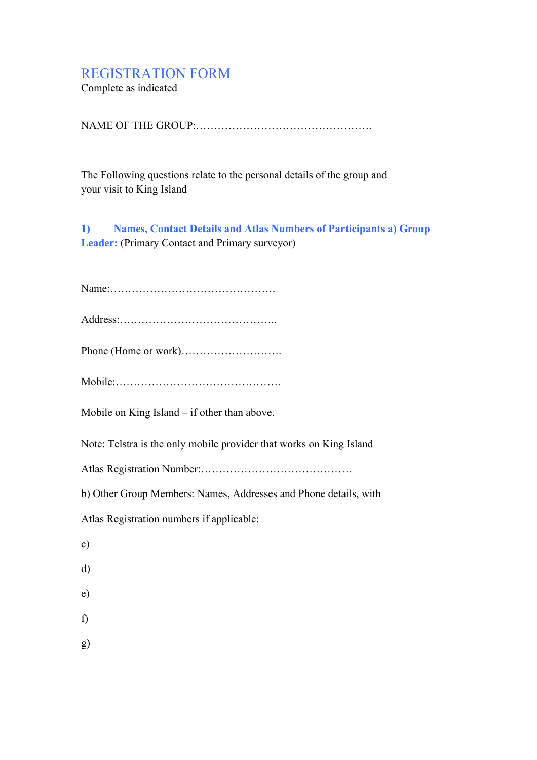# REGISTRATION FORM

Complete as indicated

NAME OF THE GROUP:………………………………………….

The Following questions relate to the personal details of the group and your visit to King Island

### 1) Names, Contact Details and Atlas Numbers of Participants a) Group Leader: (Primary Contact and Primary surveyor)

Name:……………………………………….

Address:……………………………………..

Phone (Home or work)……………………….

Mobile:……………………………………….

Mobile on King Island – if other than above.

Note: Telstra is the only mobile provider that works on King Island

Atlas Registration Number:……………………………………

b) Other Group Members: Names, Addresses and Phone details, with

Atlas Registration numbers if applicable:

c)

d)

e)

f)

g)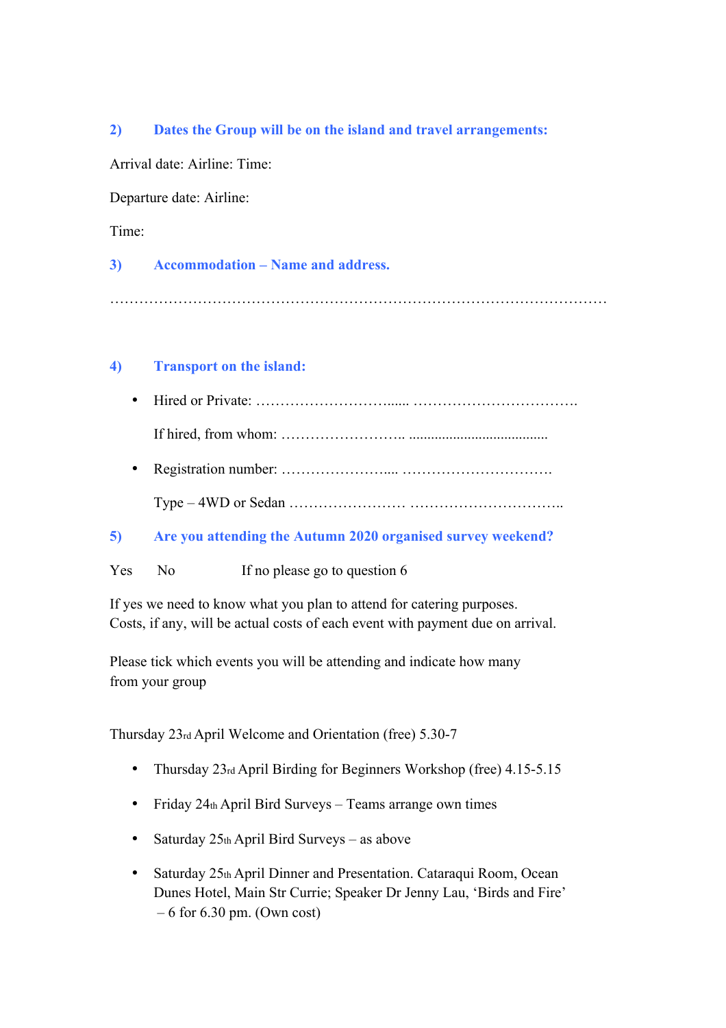## 2) Dates the Group will be on the island and travel arrangements:

Arrival date: Airline: Time:

Departure date: Airline:

Time:

## 3) Accommodation – Name and address.

…………………………………………………………………………………………

## 4) Transport on the island:

- Hired or Private: ………………………...... …………………………….

  If hired, from whom: …………………….. .....................................

- Registration number: ………………….... ………………………….

  Type – 4WD or Sedan …………………… …………………………..

## 5) Are you attending the Autumn 2020 organised survey weekend?

Yes No If no please go to question 6

If yes we need to know what you plan to attend for catering purposes.
Costs, if any, will be actual costs of each event with payment due on arrival.

Please tick which events you will be attending and indicate how many from your group

Thursday 23rd April Welcome and Orientation (free) 5.30-7

- Thursday 23rd April Birding for Beginners Workshop (free) 4.15-5.15
- Friday 24th April Bird Surveys – Teams arrange own times
- Saturday 25th April Bird Surveys – as above
- Saturday 25th April Dinner and Presentation. Cataraqui Room, Ocean Dunes Hotel, Main Str Currie; Speaker Dr Jenny Lau, 'Birds and Fire' – 6 for 6.30 pm. (Own cost)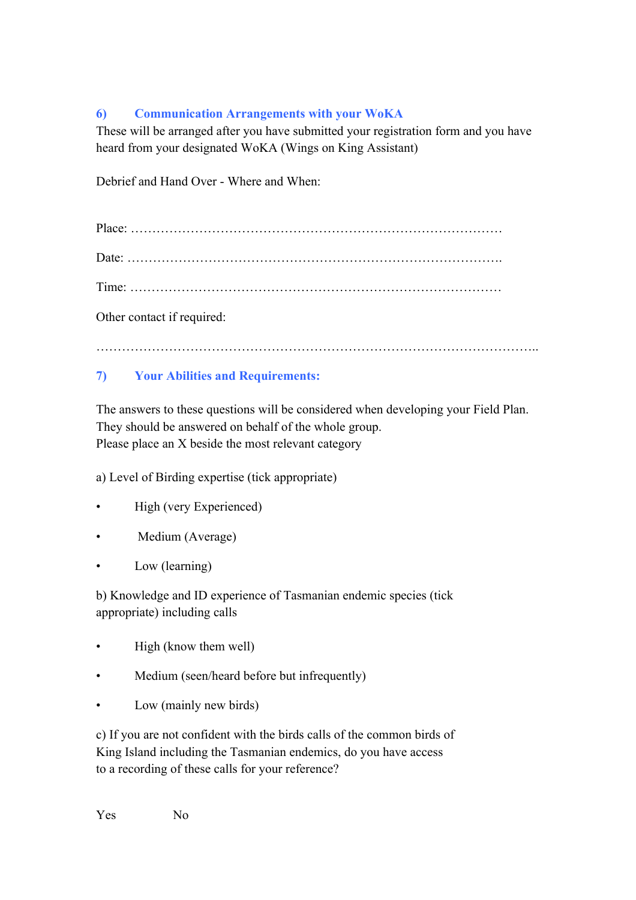## 6) Communication Arrangements with your WoKA

These will be arranged after you have submitted your registration form and you have heard from your designated WoKA (Wings on King Assistant)

Debrief and Hand Over - Where and When:

Place: ………………………………………………………………………………

Date: ……………………………………………………………………………….

Time: ………………………………………………………………………………

Other contact if required:

…………………………………………………………………………………………..

## 7) Your Abilities and Requirements:

The answers to these questions will be considered when developing your Field Plan. They should be answered on behalf of the whole group.
Please place an X beside the most relevant category

a) Level of Birding expertise (tick appropriate)

- High (very Experienced)
- Medium (Average)
- Low (learning)

b) Knowledge and ID experience of Tasmanian endemic species (tick appropriate) including calls

- High (know them well)
- Medium (seen/heard before but infrequently)
- Low (mainly new birds)

c) If you are not confident with the birds calls of the common birds of King Island including the Tasmanian endemics, do you have access to a recording of these calls for your reference?

Yes No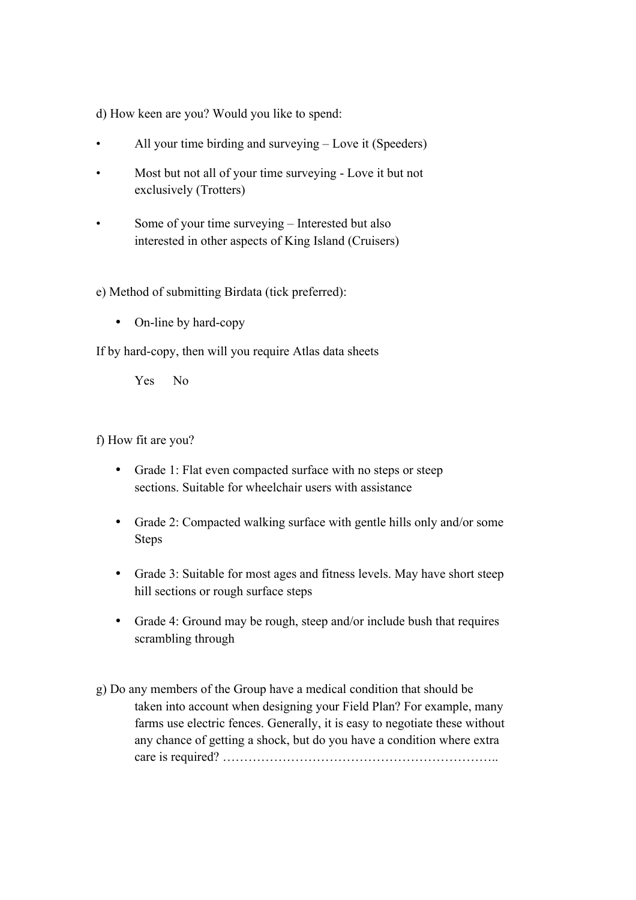d) How keen are you? Would you like to spend:

- All your time birding and surveying – Love it (Speeders)
- Most but not all of your time surveying - Love it but not exclusively (Trotters)
- Some of your time surveying – Interested but also interested in other aspects of King Island (Cruisers)

e) Method of submitting Birdata (tick preferred):

- On-line by hard-copy

If by hard-copy, then will you require Atlas data sheets

Yes  No

f) How fit are you?

- Grade 1: Flat even compacted surface with no steps or steep sections. Suitable for wheelchair users with assistance
- Grade 2: Compacted walking surface with gentle hills only and/or some Steps
- Grade 3: Suitable for most ages and fitness levels. May have short steep hill sections or rough surface steps
- Grade 4: Ground may be rough, steep and/or include bush that requires scrambling through

g) Do any members of the Group have a medical condition that should be taken into account when designing your Field Plan? For example, many farms use electric fences. Generally, it is easy to negotiate these without any chance of getting a shock, but do you have a condition where extra care is required? ……………………………………………………….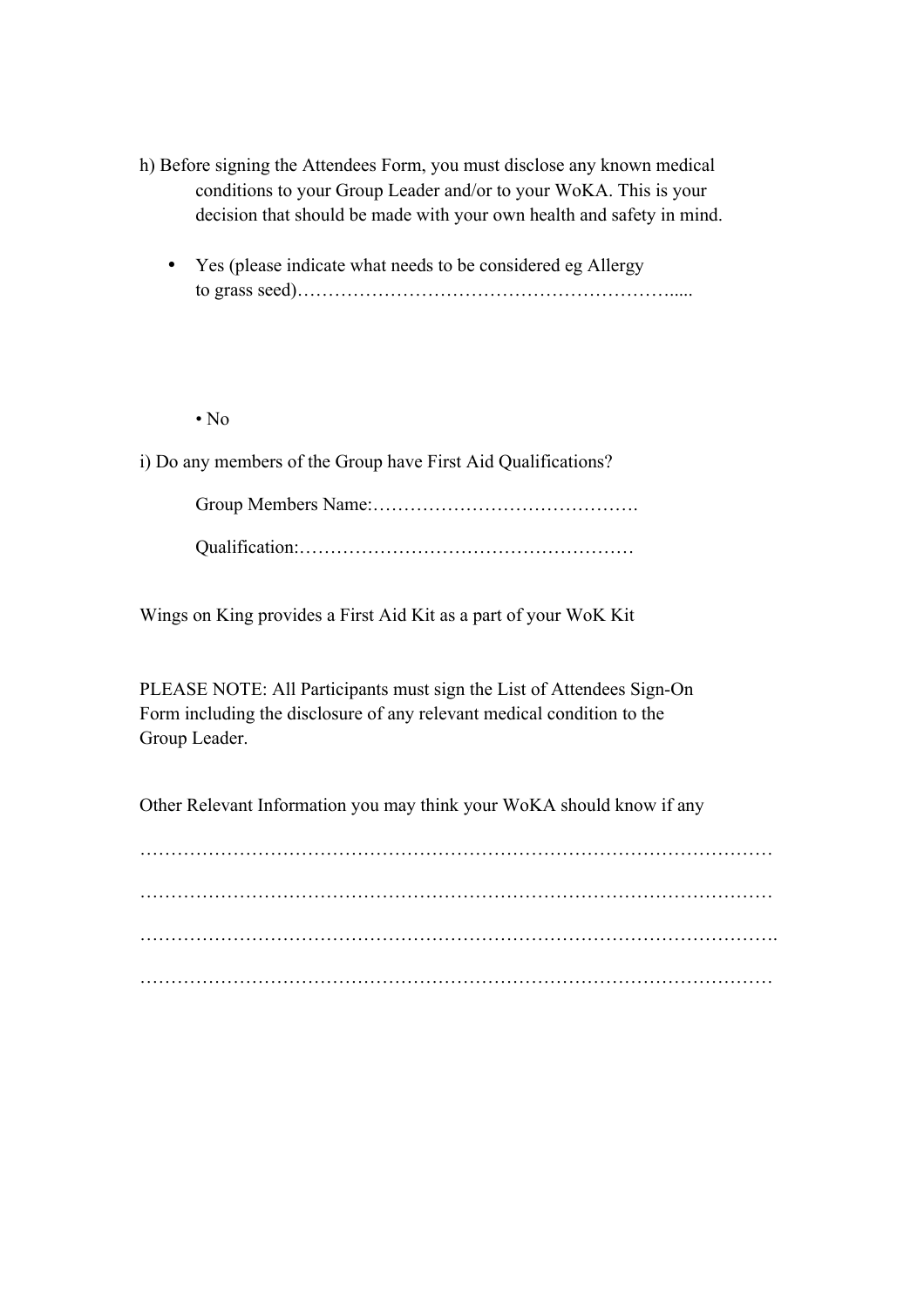h) Before signing the Attendees Form, you must disclose any known medical conditions to your Group Leader and/or to your WoKA. This is your decision that should be made with your own health and safety in mind.

- Yes (please indicate what needs to be considered eg Allergy to grass seed)…………………………………………………….....

- No

i) Do any members of the Group have First Aid Qualifications?

Group Members Name:…………………………………….

Qualification:………………………………………………

Wings on King provides a First Aid Kit as a part of your WoK Kit

PLEASE NOTE: All Participants must sign the List of Attendees Sign-On Form including the disclosure of any relevant medical condition to the Group Leader.

Other Relevant Information you may think your WoKA should know if any

………………………………………………………………………………………

………………………………………………………………………………………

……………………………………………………………………………………….

………………………………………………………………………………………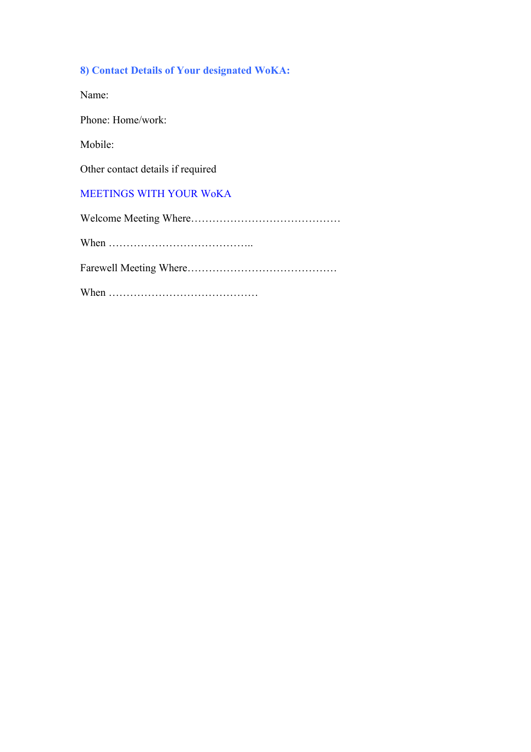## 8) Contact Details of Your designated WoKA:

Name:

Phone: Home/work:

Mobile:

Other contact details if required

### MEETINGS WITH YOUR WoKA

Welcome Meeting Where……………………………………

When …………………………………..

Farewell Meeting Where……………………………………

When ……………………………………